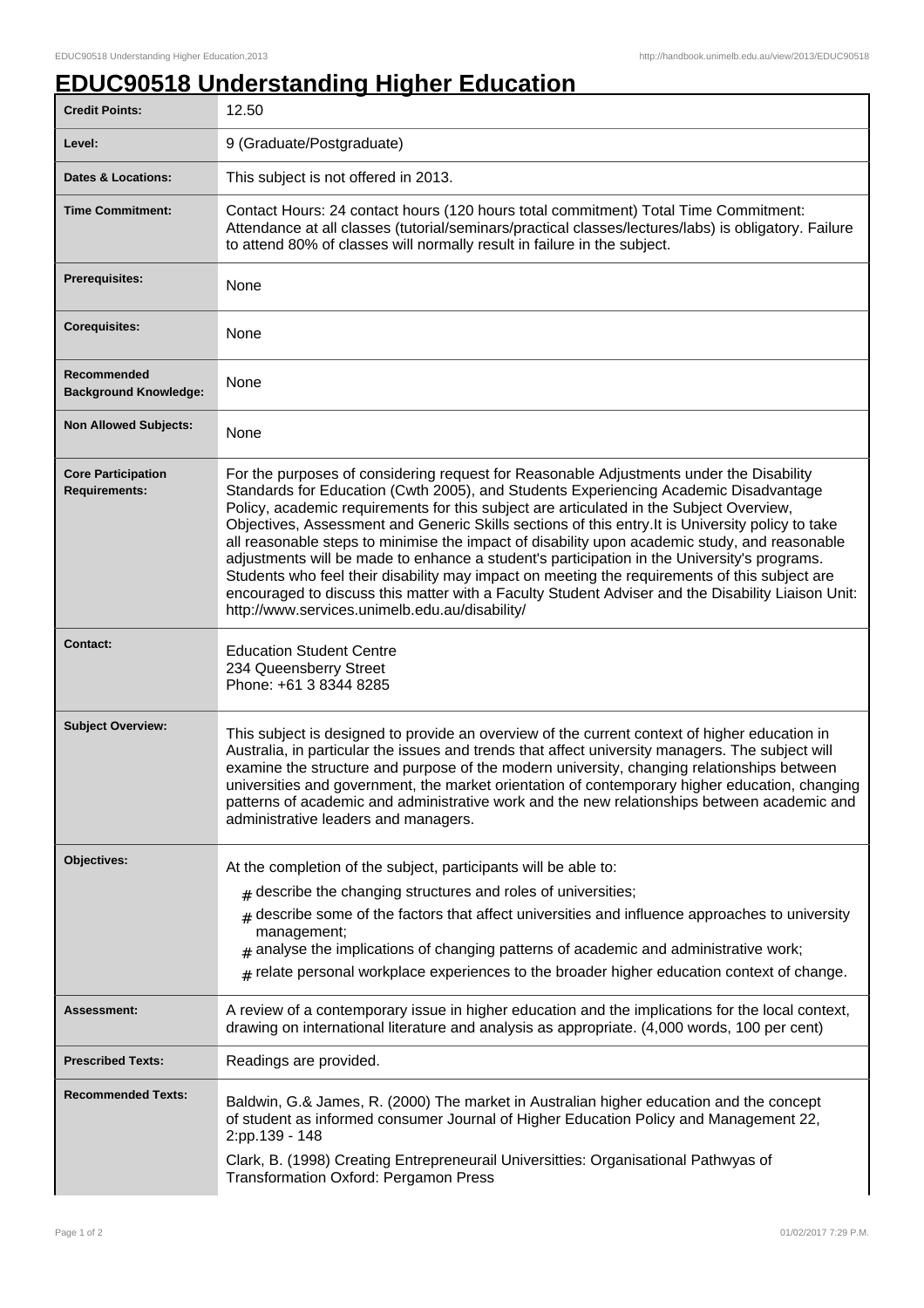# EDUC90518 Understanding Higher Education

| | |
|---|---|
| **Credit Points:** | 12.50 |
| **Level:** | 9 (Graduate/Postgraduate) |
| **Dates & Locations:** | This subject is not offered in 2013. |
| **Time Commitment:** | Contact Hours: 24 contact hours (120 hours total commitment) Total Time Commitment: Attendance at all classes (tutorial/seminars/practical classes/lectures/labs) is obligatory. Failure to attend 80% of classes will normally result in failure in the subject. |
| **Prerequisites:** | None |
| **Corequisites:** | None |
| **Recommended Background Knowledge:** | None |
| **Non Allowed Subjects:** | None |
| **Core Participation Requirements:** | For the purposes of considering request for Reasonable Adjustments under the Disability Standards for Education (Cwth 2005), and Students Experiencing Academic Disadvantage Policy, academic requirements for this subject are articulated in the Subject Overview, Objectives, Assessment and Generic Skills sections of this entry.It is University policy to take all reasonable steps to minimise the impact of disability upon academic study, and reasonable adjustments will be made to enhance a student's participation in the University's programs. Students who feel their disability may impact on meeting the requirements of this subject are encouraged to discuss this matter with a Faculty Student Adviser and the Disability Liaison Unit: http://www.services.unimelb.edu.au/disability/ |
| **Contact:** | Education Student Centre<br>234 Queensberry Street<br>Phone: +61 3 8344 8285 |
| **Subject Overview:** | This subject is designed to provide an overview of the current context of higher education in Australia, in particular the issues and trends that affect university managers. The subject will examine the structure and purpose of the modern university, changing relationships between universities and government, the market orientation of contemporary higher education, changing patterns of academic and administrative work and the new relationships between academic and administrative leaders and managers. |
| **Objectives:** | At the completion of the subject, participants will be able to:<br># describe the changing structures and roles of universities;<br># describe some of the factors that affect universities and influence approaches to university management;<br># analyse the implications of changing patterns of academic and administrative work;<br># relate personal workplace experiences to the broader higher education context of change. |
| **Assessment:** | A review of a contemporary issue in higher education and the implications for the local context, drawing on international literature and analysis as appropriate. (4,000 words, 100 per cent) |
| **Prescribed Texts:** | Readings are provided. |
| **Recommended Texts:** | Baldwin, G.& James, R. (2000) The market in Australian higher education and the concept of student as informed consumer Journal of Higher Education Policy and Management 22, 2:pp.139 - 148<br>Clark, B. (1998) Creating Entrepreneurail Universitties: Organisational Pathwyas of Transformation Oxford: Pergamon Press |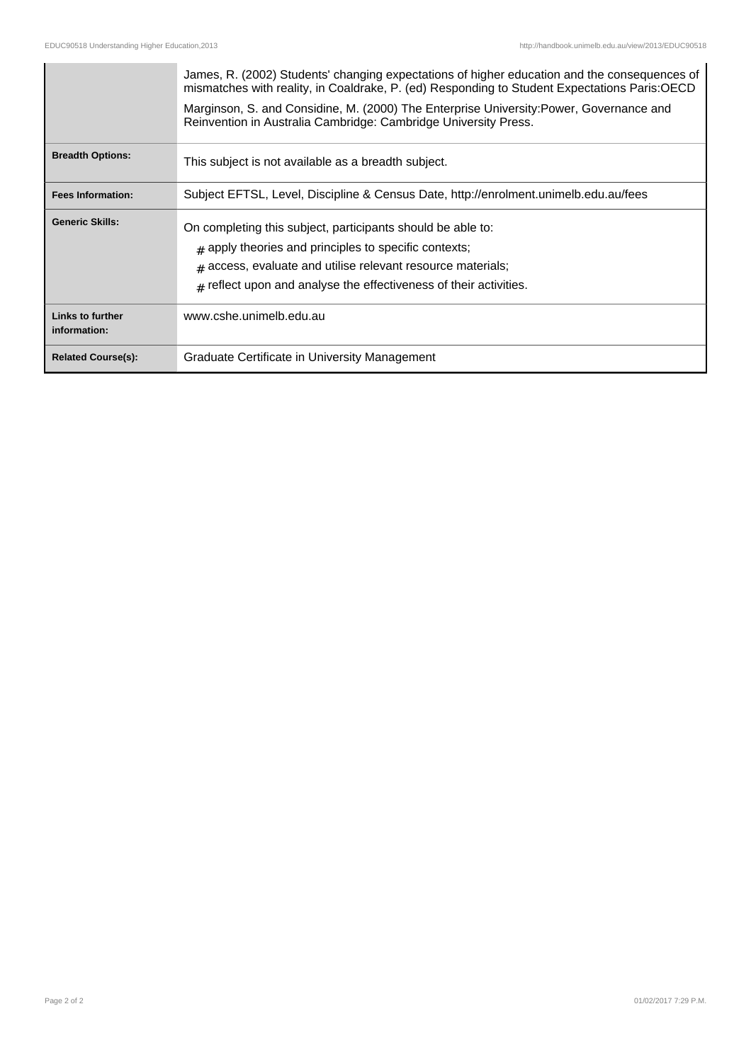| | |
|---|---|
| | James, R. (2002) Students' changing expectations of higher education and the consequences of mismatches with reality, in Coaldrake, P. (ed) Responding to Student Expectations Paris:OECD<br><br>Marginson, S. and Considine, M. (2000) The Enterprise University:Power, Governance and Reinvention in Australia Cambridge: Cambridge University Press. |
| **Breadth Options:** | This subject is not available as a breadth subject. |
| **Fees Information:** | Subject EFTSL, Level, Discipline & Census Date, http://enrolment.unimelb.edu.au/fees |
| **Generic Skills:** | On completing this subject, participants should be able to:<br># apply theories and principles to specific contexts;<br># access, evaluate and utilise relevant resource materials;<br># reflect upon and analyse the effectiveness of their activities. |
| **Links to further information:** | www.cshe.unimelb.edu.au |
| **Related Course(s):** | Graduate Certificate in University Management |